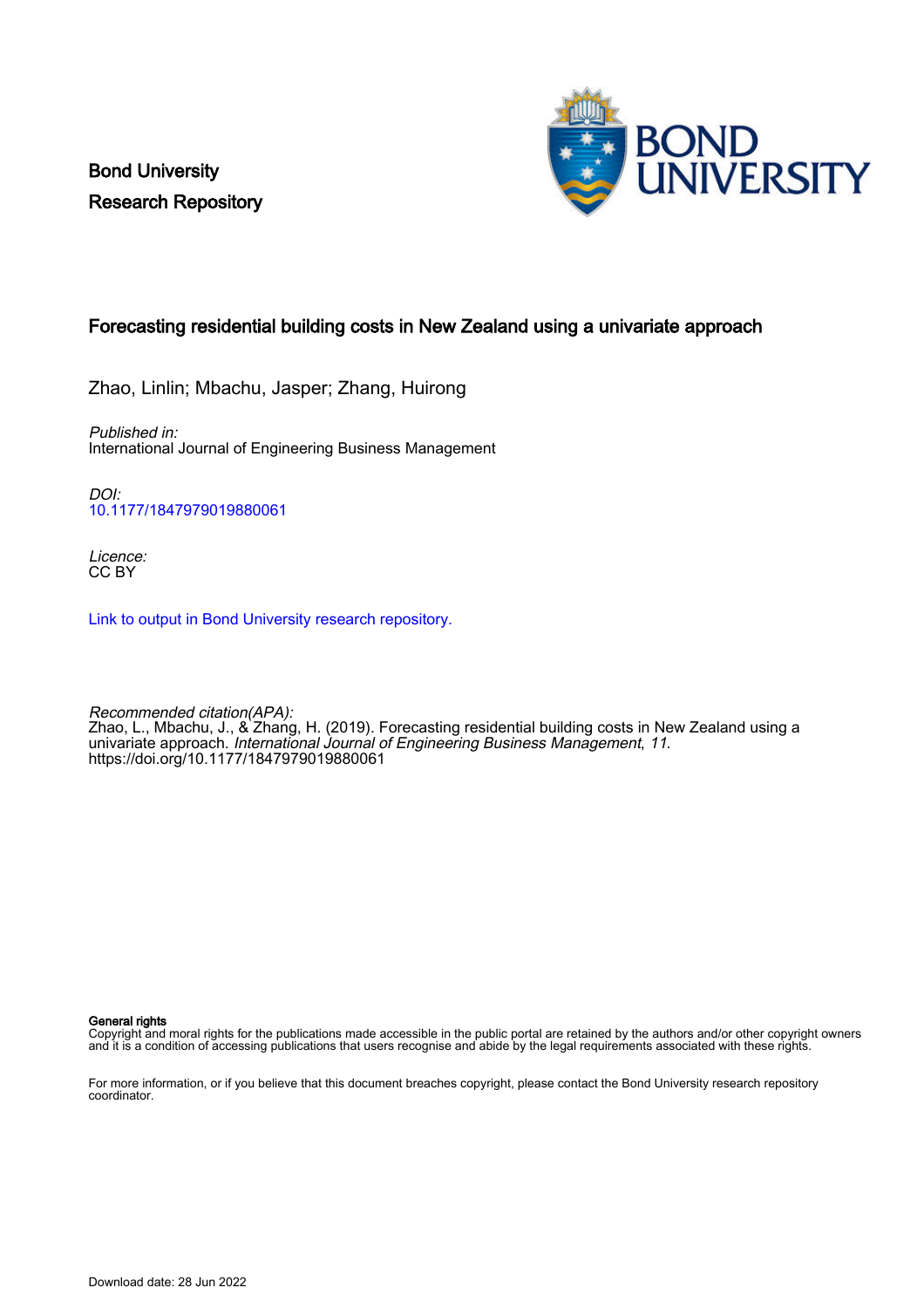Bond University
Research Repository

# Forecasting residential building costs in New Zealand using a univariate approach

Zhao, Linlin; Mbachu, Jasper; Zhang, Huirong

*Published in:*
International Journal of Engineering Business Management

*DOI:*
10.1177/1847979019880061

*Licence:*
CC BY

Link to output in Bond University research repository.

*Recommended citation(APA):*
Zhao, L., Mbachu, J., & Zhang, H. (2019). Forecasting residential building costs in New Zealand using a univariate approach. *International Journal of Engineering Business Management*, *11*. https://doi.org/10.1177/1847979019880061

**General rights**
Copyright and moral rights for the publications made accessible in the public portal are retained by the authors and/or other copyright owners and it is a condition of accessing publications that users recognise and abide by the legal requirements associated with these rights.

For more information, or if you believe that this document breaches copyright, please contact the Bond University research repository coordinator.

Download date: 28 Jun 2022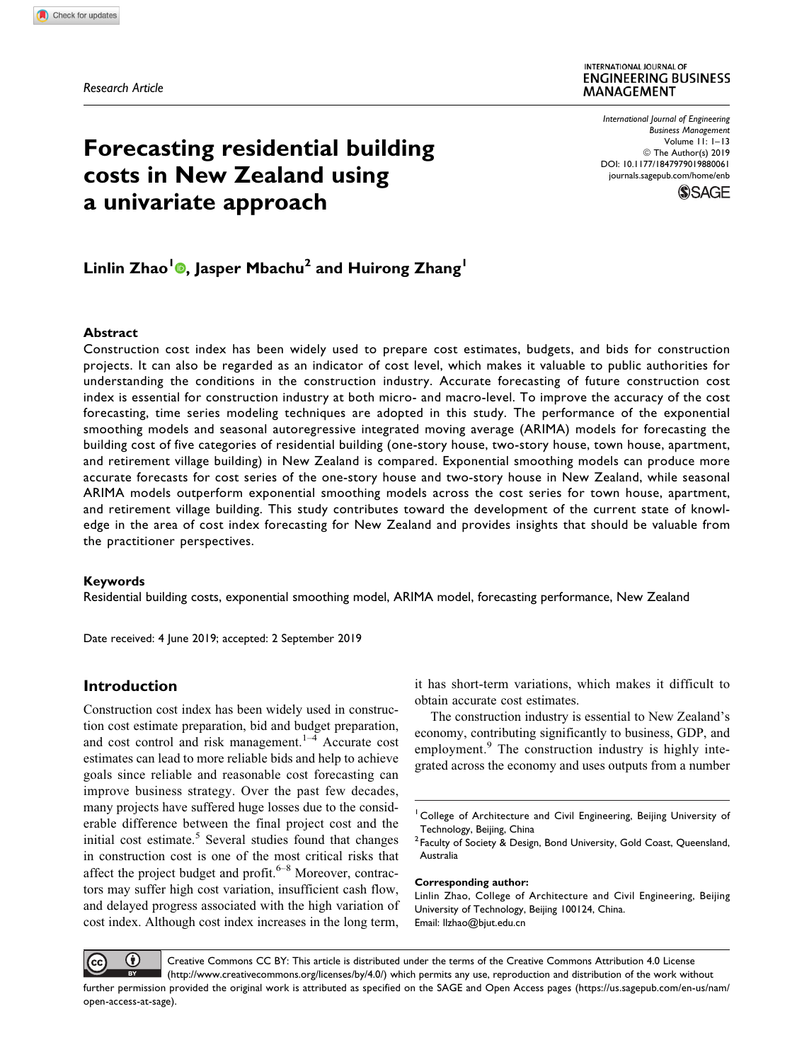# Forecasting residential building costs in New Zealand using a univariate approach

**Linlin Zhao[1], Jasper Mbachu[2] and Huirong Zhang[1]**

## Abstract

Construction cost index has been widely used to prepare cost estimates, budgets, and bids for construction projects. It can also be regarded as an indicator of cost level, which makes it valuable to public authorities for understanding the conditions in the construction industry. Accurate forecasting of future construction cost index is essential for construction industry at both micro- and macro-level. To improve the accuracy of the cost forecasting, time series modeling techniques are adopted in this study. The performance of the exponential smoothing models and seasonal autoregressive integrated moving average (ARIMA) models for forecasting the building cost of five categories of residential building (one-story house, two-story house, town house, apartment, and retirement village building) in New Zealand is compared. Exponential smoothing models can produce more accurate forecasts for cost series of the one-story house and two-story house in New Zealand, while seasonal ARIMA models outperform exponential smoothing models across the cost series for town house, apartment, and retirement village building. This study contributes toward the development of the current state of knowledge in the area of cost index forecasting for New Zealand and provides insights that should be valuable from the practitioner perspectives.

## Keywords

Residential building costs, exponential smoothing model, ARIMA model, forecasting performance, New Zealand

Date received: 4 June 2019; accepted: 2 September 2019

## Introduction

Construction cost index has been widely used in construction cost estimate preparation, bid and budget preparation, and cost control and risk management.[1–4] Accurate cost estimates can lead to more reliable bids and help to achieve goals since reliable and reasonable cost forecasting can improve business strategy. Over the past few decades, many projects have suffered huge losses due to the considerable difference between the final project cost and the initial cost estimate.[5] Several studies found that changes in construction cost is one of the most critical risks that affect the project budget and profit.[6–8] Moreover, contractors may suffer high cost variation, insufficient cash flow, and delayed progress associated with the high variation of cost index. Although cost index increases in the long term, it has short-term variations, which makes it difficult to obtain accurate cost estimates.

The construction industry is essential to New Zealand's economy, contributing significantly to business, GDP, and employment.[9] The construction industry is highly integrated across the economy and uses outputs from a number

[1] College of Architecture and Civil Engineering, Beijing University of Technology, Beijing, China

[2] Faculty of Society & Design, Bond University, Gold Coast, Queensland, Australia

**Corresponding author:**
Linlin Zhao, College of Architecture and Civil Engineering, Beijing University of Technology, Beijing 100124, China.
Email: llzhao@bjut.edu.cn

Creative Commons CC BY: This article is distributed under the terms of the Creative Commons Attribution 4.0 License (http://www.creativecommons.org/licenses/by/4.0/) which permits any use, reproduction and distribution of the work without further permission provided the original work is attributed as specified on the SAGE and Open Access pages (https://us.sagepub.com/en-us/nam/open-access-at-sage).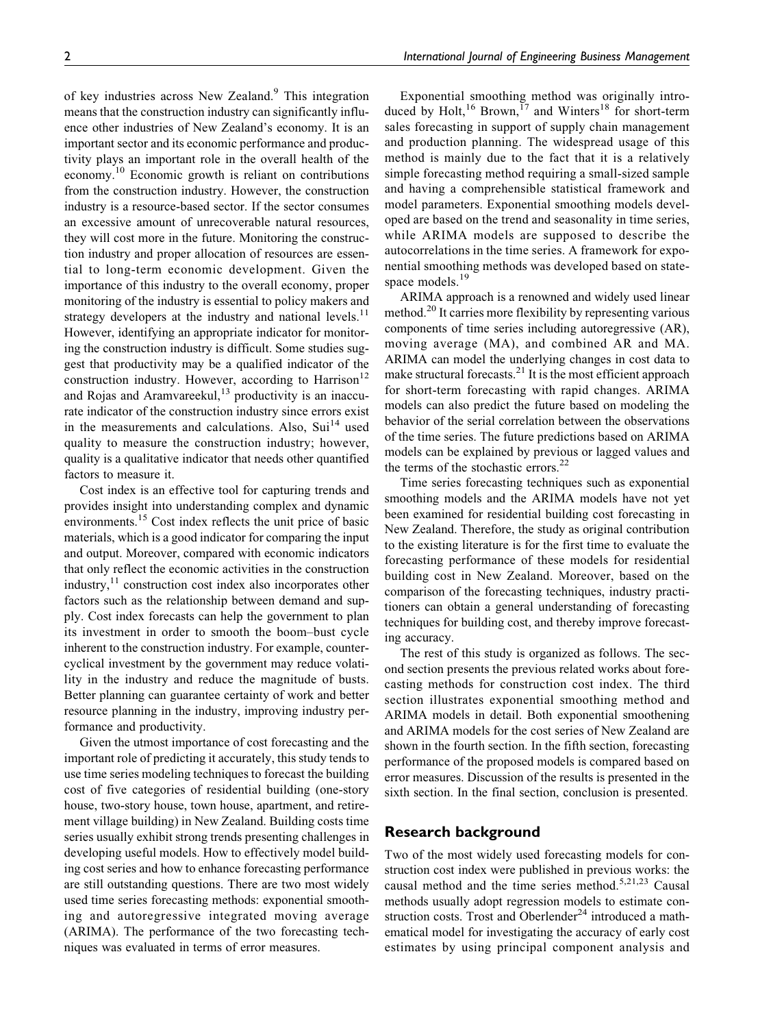of key industries across New Zealand.[9] This integration means that the construction industry can significantly influence other industries of New Zealand's economy. It is an important sector and its economic performance and productivity plays an important role in the overall health of the economy.[10] Economic growth is reliant on contributions from the construction industry. However, the construction industry is a resource-based sector. If the sector consumes an excessive amount of unrecoverable natural resources, they will cost more in the future. Monitoring the construction industry and proper allocation of resources are essential to long-term economic development. Given the importance of this industry to the overall economy, proper monitoring of the industry is essential to policy makers and strategy developers at the industry and national levels.[11] However, identifying an appropriate indicator for monitoring the construction industry is difficult. Some studies suggest that productivity may be a qualified indicator of the construction industry. However, according to Harrison[12] and Rojas and Aramvareekul,[13] productivity is an inaccurate indicator of the construction industry since errors exist in the measurements and calculations. Also, Sui[14] used quality to measure the construction industry; however, quality is a qualitative indicator that needs other quantified factors to measure it.

Cost index is an effective tool for capturing trends and provides insight into understanding complex and dynamic environments.[15] Cost index reflects the unit price of basic materials, which is a good indicator for comparing the input and output. Moreover, compared with economic indicators that only reflect the economic activities in the construction industry,[11] construction cost index also incorporates other factors such as the relationship between demand and supply. Cost index forecasts can help the government to plan its investment in order to smooth the boom–bust cycle inherent to the construction industry. For example, countercyclical investment by the government may reduce volatility in the industry and reduce the magnitude of busts. Better planning can guarantee certainty of work and better resource planning in the industry, improving industry performance and productivity.

Given the utmost importance of cost forecasting and the important role of predicting it accurately, this study tends to use time series modeling techniques to forecast the building cost of five categories of residential building (one-story house, two-story house, town house, apartment, and retirement village building) in New Zealand. Building costs time series usually exhibit strong trends presenting challenges in developing useful models. How to effectively model building cost series and how to enhance forecasting performance are still outstanding questions. There are two most widely used time series forecasting methods: exponential smoothing and autoregressive integrated moving average (ARIMA). The performance of the two forecasting techniques was evaluated in terms of error measures.

Exponential smoothing method was originally introduced by Holt,[16] Brown,[17] and Winters[18] for short-term sales forecasting in support of supply chain management and production planning. The widespread usage of this method is mainly due to the fact that it is a relatively simple forecasting method requiring a small-sized sample and having a comprehensible statistical framework and model parameters. Exponential smoothing models developed are based on the trend and seasonality in time series, while ARIMA models are supposed to describe the autocorrelations in the time series. A framework for exponential smoothing methods was developed based on state-space models.[19]

ARIMA approach is a renowned and widely used linear method.[20] It carries more flexibility by representing various components of time series including autoregressive (AR), moving average (MA), and combined AR and MA. ARIMA can model the underlying changes in cost data to make structural forecasts.[21] It is the most efficient approach for short-term forecasting with rapid changes. ARIMA models can also predict the future based on modeling the behavior of the serial correlation between the observations of the time series. The future predictions based on ARIMA models can be explained by previous or lagged values and the terms of the stochastic errors.[22]

Time series forecasting techniques such as exponential smoothing models and the ARIMA models have not yet been examined for residential building cost forecasting in New Zealand. Therefore, the study as original contribution to the existing literature is for the first time to evaluate the forecasting performance of these models for residential building cost in New Zealand. Moreover, based on the comparison of the forecasting techniques, industry practitioners can obtain a general understanding of forecasting techniques for building cost, and thereby improve forecasting accuracy.

The rest of this study is organized as follows. The second section presents the previous related works about forecasting methods for construction cost index. The third section illustrates exponential smoothing method and ARIMA models in detail. Both exponential smoothening and ARIMA models for the cost series of New Zealand are shown in the fourth section. In the fifth section, forecasting performance of the proposed models is compared based on error measures. Discussion of the results is presented in the sixth section. In the final section, conclusion is presented.

## Research background

Two of the most widely used forecasting models for construction cost index were published in previous works: the causal method and the time series method.[5,21,23] Causal methods usually adopt regression models to estimate construction costs. Trost and Oberlender[24] introduced a mathematical model for investigating the accuracy of early cost estimates by using principal component analysis and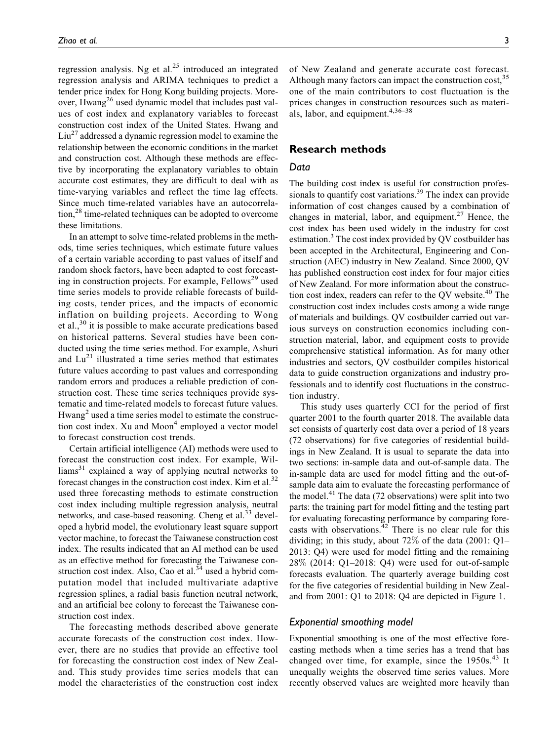regression analysis. Ng et al.[25] introduced an integrated regression analysis and ARIMA techniques to predict a tender price index for Hong Kong building projects. Moreover, Hwang[26] used dynamic model that includes past values of cost index and explanatory variables to forecast construction cost index of the United States. Hwang and Liu[27] addressed a dynamic regression model to examine the relationship between the economic conditions in the market and construction cost. Although these methods are effective by incorporating the explanatory variables to obtain accurate cost estimates, they are difficult to deal with as time-varying variables and reflect the time lag effects. Since much time-related variables have an autocorrelation,[28] time-related techniques can be adopted to overcome these limitations.

In an attempt to solve time-related problems in the methods, time series techniques, which estimate future values of a certain variable according to past values of itself and random shock factors, have been adapted to cost forecasting in construction projects. For example, Fellows[29] used time series models to provide reliable forecasts of building costs, tender prices, and the impacts of economic inflation on building projects. According to Wong et al.,[30] it is possible to make accurate predications based on historical patterns. Several studies have been conducted using the time series method. For example, Ashuri and Lu[21] illustrated a time series method that estimates future values according to past values and corresponding random errors and produces a reliable prediction of construction cost. These time series techniques provide systematic and time-related models to forecast future values. Hwang[2] used a time series model to estimate the construction cost index. Xu and Moon[4] employed a vector model to forecast construction cost trends.

Certain artificial intelligence (AI) methods were used to forecast the construction cost index. For example, Williams[31] explained a way of applying neutral networks to forecast changes in the construction cost index. Kim et al.[32] used three forecasting methods to estimate construction cost index including multiple regression analysis, neutral networks, and case-based reasoning. Cheng et al.[33] developed a hybrid model, the evolutionary least square support vector machine, to forecast the Taiwanese construction cost index. The results indicated that an AI method can be used as an effective method for forecasting the Taiwanese construction cost index. Also, Cao et al.[34] used a hybrid computation model that included multivariate adaptive regression splines, a radial basis function neutral network, and an artificial bee colony to forecast the Taiwanese construction cost index.

The forecasting methods described above generate accurate forecasts of the construction cost index. However, there are no studies that provide an effective tool for forecasting the construction cost index of New Zealand. This study provides time series models that can model the characteristics of the construction cost index of New Zealand and generate accurate cost forecast. Although many factors can impact the construction cost,[35] one of the main contributors to cost fluctuation is the prices changes in construction resources such as materials, labor, and equipment.[4,36–38]

## Research methods

### Data

The building cost index is useful for construction professionals to quantify cost variations.[39] The index can provide information of cost changes caused by a combination of changes in material, labor, and equipment.[27] Hence, the cost index has been used widely in the industry for cost estimation.[3] The cost index provided by QV costbuilder has been accepted in the Architectural, Engineering and Construction (AEC) industry in New Zealand. Since 2000, QV has published construction cost index for four major cities of New Zealand. For more information about the construction cost index, readers can refer to the QV website.[40] The construction cost index includes costs among a wide range of materials and buildings. QV costbuilder carried out various surveys on construction economics including construction material, labor, and equipment costs to provide comprehensive statistical information. As for many other industries and sectors, QV costbuilder compiles historical data to guide construction organizations and industry professionals and to identify cost fluctuations in the construction industry.

This study uses quarterly CCI for the period of first quarter 2001 to the fourth quarter 2018. The available data set consists of quarterly cost data over a period of 18 years (72 observations) for five categories of residential buildings in New Zealand. It is usual to separate the data into two sections: in-sample data and out-of-sample data. The in-sample data are used for model fitting and the out-of-sample data aim to evaluate the forecasting performance of the model.[41] The data (72 observations) were split into two parts: the training part for model fitting and the testing part for evaluating forecasting performance by comparing forecasts with observations.[42] There is no clear rule for this dividing; in this study, about 72% of the data (2001: Q1–2013: Q4) were used for model fitting and the remaining 28% (2014: Q1–2018: Q4) were used for out-of-sample forecasts evaluation. The quarterly average building cost for the five categories of residential building in New Zealand from 2001: Q1 to 2018: Q4 are depicted in Figure 1.

### Exponential smoothing model

Exponential smoothing is one of the most effective forecasting methods when a time series has a trend that has changed over time, for example, since the 1950s.[43] It unequally weights the observed time series values. More recently observed values are weighted more heavily than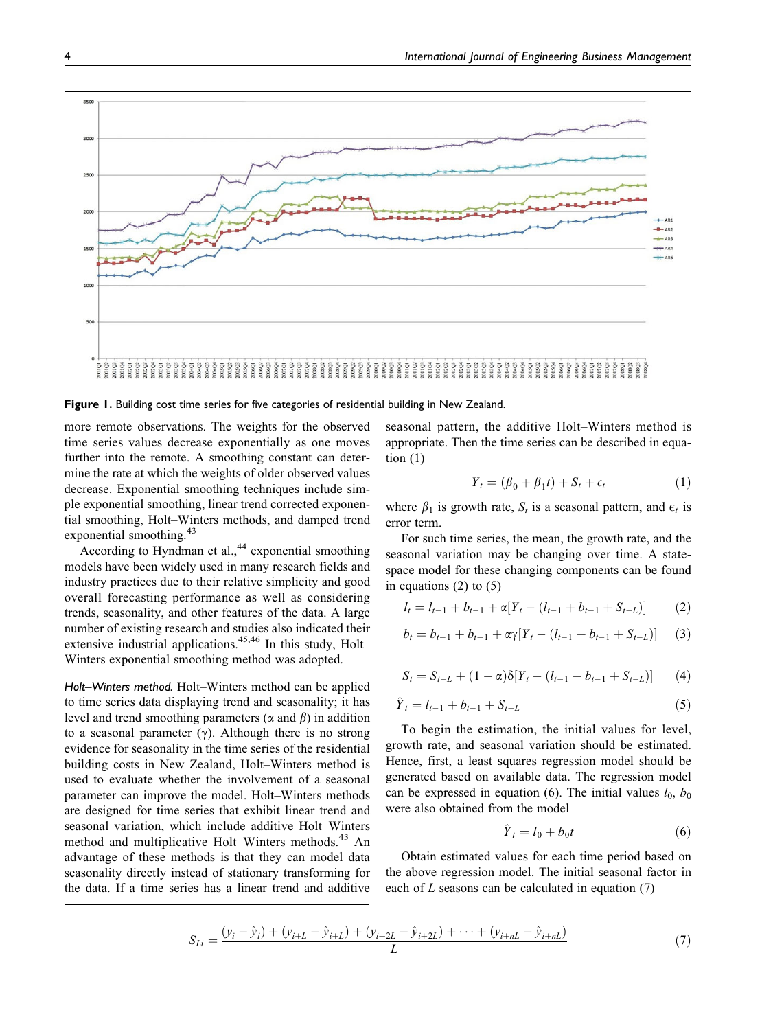Figure 1. Building cost time series for five categories of residential building in New Zealand.

more remote observations. The weights for the observed time series values decrease exponentially as one moves further into the remote. A smoothing constant can determine the rate at which the weights of older observed values decrease. Exponential smoothing techniques include simple exponential smoothing, linear trend corrected exponential smoothing, Holt–Winters methods, and damped trend exponential smoothing.[43]

According to Hyndman et al.,[44] exponential smoothing models have been widely used in many research fields and industry practices due to their relative simplicity and good overall forecasting performance as well as considering trends, seasonality, and other features of the data. A large number of existing research and studies also indicated their extensive industrial applications.[45,46] In this study, Holt–Winters exponential smoothing method was adopted.

*Holt–Winters method.* Holt–Winters method can be applied to time series data displaying trend and seasonality; it has level and trend smoothing parameters ($\alpha$ and $\beta$) in addition to a seasonal parameter ($\gamma$). Although there is no strong evidence for seasonality in the time series of the residential building costs in New Zealand, Holt–Winters method is used to evaluate whether the involvement of a seasonal parameter can improve the model. Holt–Winters methods are designed for time series that exhibit linear trend and seasonal variation, which include additive Holt–Winters method and multiplicative Holt–Winters methods.[43] An advantage of these methods is that they can model data seasonality directly instead of stationary transforming for the data. If a time series has a linear trend and additive seasonal pattern, the additive Holt–Winters method is appropriate. Then the time series can be described in equation (1)

$$Y_t = (\beta_0 + \beta_1 t) + S_t + \epsilon_t \tag{1}$$

where $\beta_1$ is growth rate, $S_t$ is a seasonal pattern, and $\epsilon_t$ is error term.

For such time series, the mean, the growth rate, and the seasonal variation may be changing over time. A state-space model for these changing components can be found in equations (2) to (5)

$$l_t = l_{t-1} + b_{t-1} + \alpha[Y_t - (l_{t-1} + b_{t-1} + S_{t-L})] \tag{2}$$

$$b_t = b_{t-1} + b_{t-1} + \alpha\gamma[Y_t - (l_{t-1} + b_{t-1} + S_{t-L})] \tag{3}$$

$$S_t = S_{t-L} + (1-\alpha)\delta[Y_t - (l_{t-1} + b_{t-1} + S_{t-L})] \tag{4}$$

$$\hat{Y}_t = l_{t-1} + b_{t-1} + S_{t-L} \tag{5}$$

To begin the estimation, the initial values for level, growth rate, and seasonal variation should be estimated. Hence, first, a least squares regression model should be generated based on available data. The regression model can be expressed in equation (6). The initial values $l_0$, $b_0$ were also obtained from the model

$$\hat{Y}_t = l_0 + b_0 t \tag{6}$$

Obtain estimated values for each time period based on the above regression model. The initial seasonal factor in each of $L$ seasons can be calculated in equation (7)

$$S_{Li} = \frac{(y_i - \hat{y}_i) + (y_{i+L} - \hat{y}_{i+L}) + (y_{i+2L} - \hat{y}_{i+2L}) + \cdots + (y_{i+nL} - \hat{y}_{i+nL})}{L} \tag{7}$$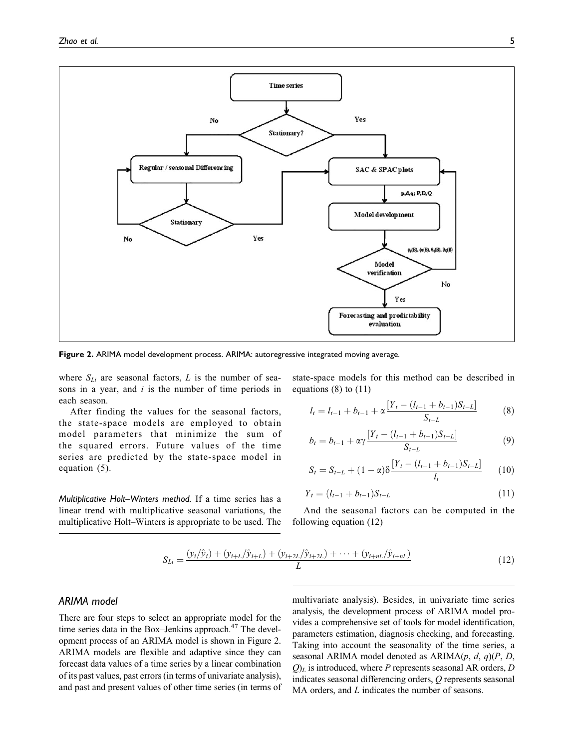Figure 2. ARIMA model development process. ARIMA: autoregressive integrated moving average.

where $S_{Li}$ are seasonal factors, $L$ is the number of seasons in a year, and $i$ is the number of time periods in each season.

After finding the values for the seasonal factors, the state-space models are employed to obtain model parameters that minimize the sum of the squared errors. Future values of the time series are predicted by the state-space model in equation (5).

*Multiplicative Holt–Winters method.* If a time series has a linear trend with multiplicative seasonal variations, the multiplicative Holt–Winters is appropriate to be used. The state-space models for this method can be described in equations (8) to (11)

$$l_t = l_{t-1} + b_{t-1} + \alpha \frac{[Y_t - (l_{t-1} + b_{t-1})S_{t-L}]}{S_{t-L}} \tag{8}$$

$$b_t = b_{t-1} + \alpha\gamma \frac{[Y_t - (l_{t-1} + b_{t-1})S_{t-L}]}{S_{t-L}} \tag{9}$$

$$S_t = S_{t-L} + (1-\alpha)\delta \frac{[Y_t - (l_{t-1} + b_{t-1})S_{t-L}]}{l_t} \tag{10}$$

$$Y_t = (l_{t-1} + b_{t-1})S_{t-L} \tag{11}$$

And the seasonal factors can be computed in the following equation (12)

$$S_{Li} = \frac{(y_i/\hat{y}_i) + (y_{i+L}/\hat{y}_{i+L}) + (y_{i+2L}/\hat{y}_{i+2L}) + \cdots + (y_{i+nL}/\hat{y}_{i+nL})}{L} \tag{12}$$

### ARIMA model

There are four steps to select an appropriate model for the time series data in the Box–Jenkins approach.[47] The development process of an ARIMA model is shown in Figure 2. ARIMA models are flexible and adaptive since they can forecast data values of a time series by a linear combination of its past values, past errors (in terms of univariate analysis), and past and present values of other time series (in terms of multivariate analysis). Besides, in univariate time series analysis, the development process of ARIMA model provides a comprehensive set of tools for model identification, parameters estimation, diagnosis checking, and forecasting. Taking into account the seasonality of the time series, a seasonal ARIMA model denoted as ARIMA($p$, $d$, $q$)($P$, $D$, $Q$)$_L$ is introduced, where $P$ represents seasonal AR orders, $D$ indicates seasonal differencing orders, $Q$ represents seasonal MA orders, and $L$ indicates the number of seasons.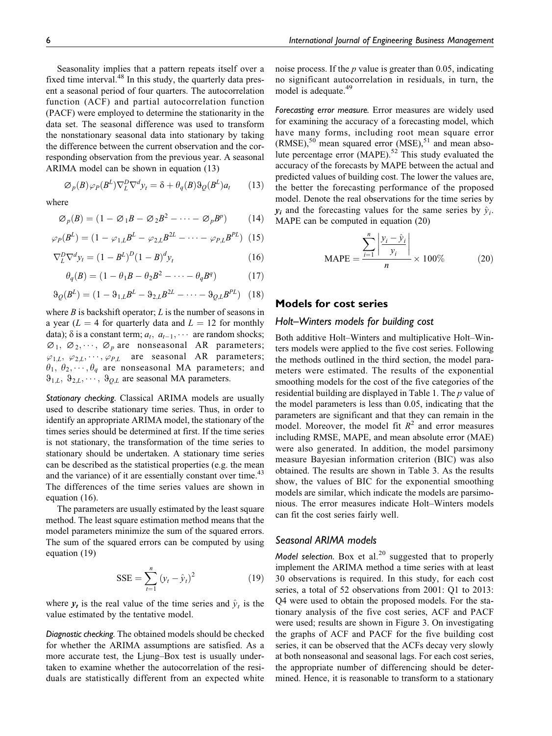Seasonality implies that a pattern repeats itself over a fixed time interval.[48] In this study, the quarterly data present a seasonal period of four quarters. The autocorrelation function (ACF) and partial autocorrelation function (PACF) were employed to determine the stationarity in the data set. The seasonal difference was used to transform the nonstationary seasonal data into stationary by taking the difference between the current observation and the corresponding observation from the previous year. A seasonal ARIMA model can be shown in equation (13)

$$\varnothing_p(B)\varphi_P(B^L)\nabla_L^D\nabla^d y_t = \delta + \theta_q(B)\vartheta_Q(B^L)a_t \tag{13}$$

where

$$\varnothing_p(B) = (1 - \varnothing_1 B - \varnothing_2 B^2 - \cdots - \varnothing_p B^p) \tag{14}$$

$$\varphi_P(B^L) = (1 - \varphi_{1,L}B^L - \varphi_{2,L}B^{2L} - \cdots - \varphi_{P,L}B^{PL}) \tag{15}$$

$$\nabla_L^D\nabla^d y_t = (1 - B^L)^D(1 - B)^d y_t \tag{16}$$

$$\theta_q(B) = (1 - \theta_1 B - \theta_2 B^2 - \cdots - \theta_q B^q) \tag{17}$$

$$\vartheta_Q(B^L) = (1 - \vartheta_{1,L}B^L - \vartheta_{2,L}B^{2L} - \cdots - \vartheta_{Q,L}B^{PL}) \tag{18}$$

where $B$ is backshift operator; $L$ is the number of seasons in a year ($L = 4$ for quarterly data and $L = 12$ for monthly data); $\delta$ is a constant term; $a_t, a_{t-1}, \cdots$ are random shocks; $\varnothing_1, \varnothing_2, \cdots, \varnothing_p$ are nonseasonal AR parameters; $\varphi_{1,L}, \varphi_{2,L}, \cdots, \varphi_{P,L}$ are seasonal AR parameters; $\theta_1, \theta_2, \cdots, \theta_q$ are nonseasonal MA parameters; and $\vartheta_{1,L}, \vartheta_{2,L}, \cdots, \vartheta_{Q,L}$ are seasonal MA parameters.

*Stationary checking.* Classical ARIMA models are usually used to describe stationary time series. Thus, in order to identify an appropriate ARIMA model, the stationary of the times series should be determined at first. If the time series is not stationary, the transformation of the time series to stationary should be undertaken. A stationary time series can be described as the statistical properties (e.g. the mean and the variance) of it are essentially constant over time.[43] The differences of the time series values are shown in equation (16).

The parameters are usually estimated by the least square method. The least square estimation method means that the model parameters minimize the sum of the squared errors. The sum of the squared errors can be computed by using equation (19)

$$\text{SSE} = \sum_{t=1}^{n}(y_t - \hat{y}_t)^2 \tag{19}$$

where $\boldsymbol{y}_t$ is the real value of the time series and $\hat{y}_t$ is the value estimated by the tentative model.

*Diagnostic checking.* The obtained models should be checked for whether the ARIMA assumptions are satisfied. As a more accurate test, the Ljung–Box test is usually undertaken to examine whether the autocorrelation of the residuals are statistically different from an expected white noise process. If the $p$ value is greater than 0.05, indicating no significant autocorrelation in residuals, in turn, the model is adequate.[49]

*Forecasting error measure.* Error measures are widely used for examining the accuracy of a forecasting model, which have many forms, including root mean square error (RMSE),[50] mean squared error (MSE),[51] and mean absolute percentage error (MAPE).[52] This study evaluated the accuracy of the forecasts by MAPE between the actual and predicted values of building cost. The lower the values are, the better the forecasting performance of the proposed model. Denote the real observations for the time series by $\boldsymbol{y}_i$ and the forecasting values for the same series by $\hat{y}_i$. MAPE can be computed in equation (20)

$$\text{MAPE} = \frac{\sum_{i=1}^{n}\left|\frac{y_i - \hat{y}_i}{y_i}\right|}{n} \times 100\% \tag{20}$$

## Models for cost series

### Holt–Winters models for building cost

Both additive Holt–Winters and multiplicative Holt–Winters models were applied to the five cost series. Following the methods outlined in the third section, the model parameters were estimated. The results of the exponential smoothing models for the cost of the five categories of the residential building are displayed in Table 1. The $p$ value of the model parameters is less than 0.05, indicating that the parameters are significant and that they can remain in the model. Moreover, the model fit $R^2$ and error measures including RMSE, MAPE, and mean absolute error (MAE) were also generated. In addition, the model parsimony measure Bayesian information criterion (BIC) was also obtained. The results are shown in Table 3. As the results show, the values of BIC for the exponential smoothing models are similar, which indicate the models are parsimonious. The error measures indicate Holt–Winters models can fit the cost series fairly well.

### Seasonal ARIMA models

*Model selection.* Box et al.[20] suggested that to properly implement the ARIMA method a time series with at least 30 observations is required. In this study, for each cost series, a total of 52 observations from 2001: Q1 to 2013: Q4 were used to obtain the proposed models. For the stationary analysis of the five cost series, ACF and PACF were used; results are shown in Figure 3. On investigating the graphs of ACF and PACF for the five building cost series, it can be observed that the ACFs decay very slowly at both nonseasonal and seasonal lags. For each cost series, the appropriate number of differencing should be determined. Hence, it is reasonable to transform to a stationary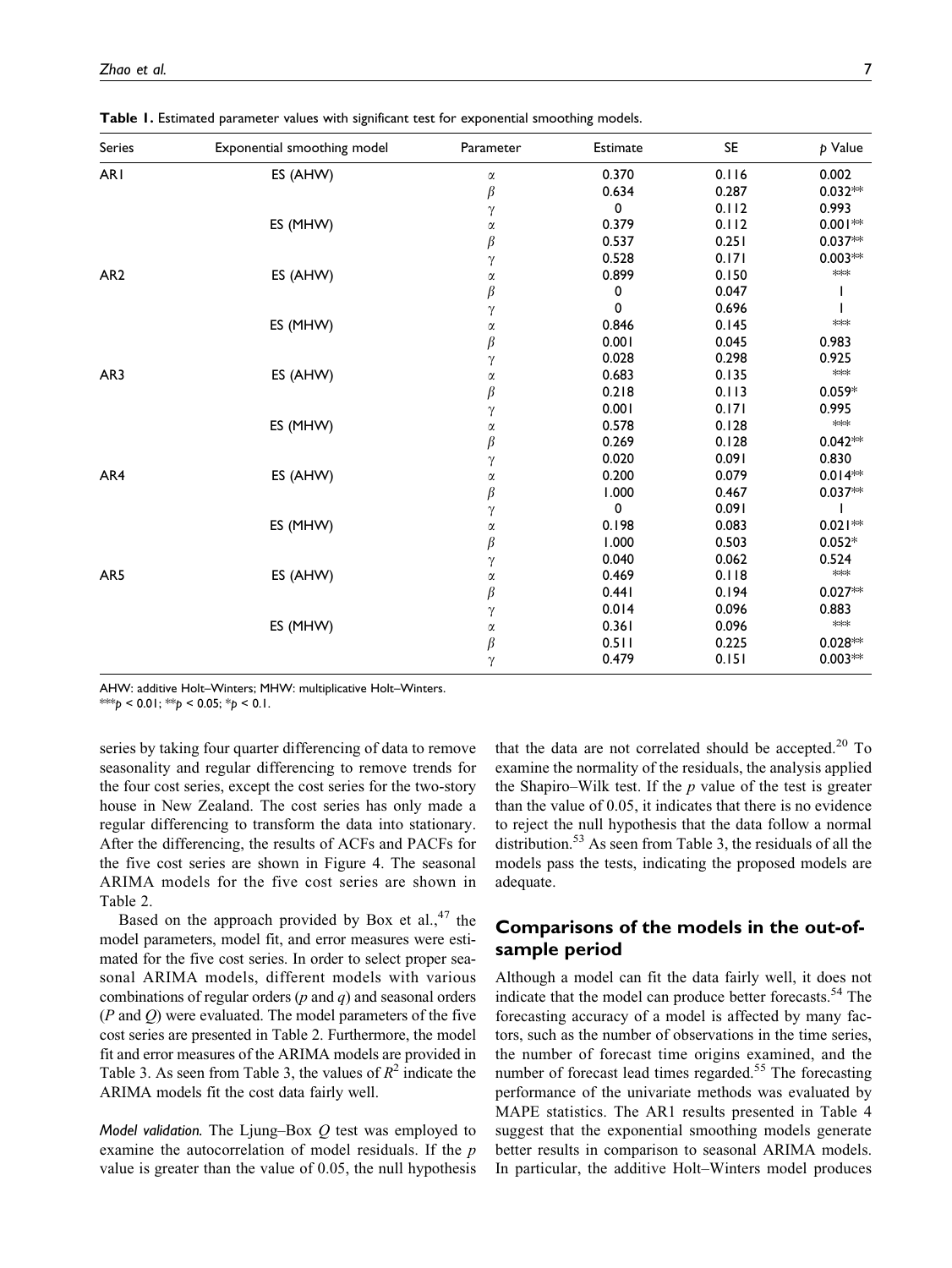**Table 1.** Estimated parameter values with significant test for exponential smoothing models.

| Series | Exponential smoothing model | Parameter | Estimate | SE | $p$ Value |
|---|---|---|---|---|---|
| AR1 | ES (AHW) | $\alpha$ | 0.370 | 0.116 | 0.002 |
| | | $\beta$ | 0.634 | 0.287 | 0.032** |
| | | $\gamma$ | 0 | 0.112 | 0.993 |
| | ES (MHW) | $\alpha$ | 0.379 | 0.112 | 0.001** |
| | | $\beta$ | 0.537 | 0.251 | 0.037** |
| | | $\gamma$ | 0.528 | 0.171 | 0.003** |
| AR2 | ES (AHW) | $\alpha$ | 0.899 | 0.150 | *** |
| | | $\beta$ | 0 | 0.047 | 1 |
| | | $\gamma$ | 0 | 0.696 | 1 |
| | ES (MHW) | $\alpha$ | 0.846 | 0.145 | *** |
| | | $\beta$ | 0.001 | 0.045 | 0.983 |
| | | $\gamma$ | 0.028 | 0.298 | 0.925 |
| AR3 | ES (AHW) | $\alpha$ | 0.683 | 0.135 | *** |
| | | $\beta$ | 0.218 | 0.113 | 0.059* |
| | | $\gamma$ | 0.001 | 0.171 | 0.995 |
| | ES (MHW) | $\alpha$ | 0.578 | 0.128 | *** |
| | | $\beta$ | 0.269 | 0.128 | 0.042** |
| | | $\gamma$ | 0.020 | 0.091 | 0.830 |
| AR4 | ES (AHW) | $\alpha$ | 0.200 | 0.079 | 0.014** |
| | | $\beta$ | 1.000 | 0.467 | 0.037** |
| | | $\gamma$ | 0 | 0.091 | 1 |
| | ES (MHW) | $\alpha$ | 0.198 | 0.083 | 0.021** |
| | | $\beta$ | 1.000 | 0.503 | 0.052* |
| | | $\gamma$ | 0.040 | 0.062 | 0.524 |
| AR5 | ES (AHW) | $\alpha$ | 0.469 | 0.118 | *** |
| | | $\beta$ | 0.441 | 0.194 | 0.027** |
| | | $\gamma$ | 0.014 | 0.096 | 0.883 |
| | ES (MHW) | $\alpha$ | 0.361 | 0.096 | *** |
| | | $\beta$ | 0.511 | 0.225 | 0.028** |
| | | $\gamma$ | 0.479 | 0.151 | 0.003** |

AHW: additive Holt–Winters; MHW: multiplicative Holt–Winters.
***$p < 0.01$; **$p < 0.05$; *$p < 0.1$.

series by taking four quarter differencing of data to remove seasonality and regular differencing to remove trends for the four cost series, except the cost series for the two-story house in New Zealand. The cost series has only made a regular differencing to transform the data into stationary. After the differencing, the results of ACFs and PACFs for the five cost series are shown in Figure 4. The seasonal ARIMA models for the five cost series are shown in Table 2.

Based on the approach provided by Box et al.,[47] the model parameters, model fit, and error measures were estimated for the five cost series. In order to select proper seasonal ARIMA models, different models with various combinations of regular orders ($p$ and $q$) and seasonal orders ($P$ and $Q$) were evaluated. The model parameters of the five cost series are presented in Table 2. Furthermore, the model fit and error measures of the ARIMA models are provided in Table 3. As seen from Table 3, the values of $R^2$ indicate the ARIMA models fit the cost data fairly well.

*Model validation.* The Ljung–Box $Q$ test was employed to examine the autocorrelation of model residuals. If the $p$ value is greater than the value of 0.05, the null hypothesis that the data are not correlated should be accepted.[20] To examine the normality of the residuals, the analysis applied the Shapiro–Wilk test. If the $p$ value of the test is greater than the value of 0.05, it indicates that there is no evidence to reject the null hypothesis that the data follow a normal distribution.[53] As seen from Table 3, the residuals of all the models pass the tests, indicating the proposed models are adequate.

## Comparisons of the models in the out-of-sample period

Although a model can fit the data fairly well, it does not indicate that the model can produce better forecasts.[54] The forecasting accuracy of a model is affected by many factors, such as the number of observations in the time series, the number of forecast time origins examined, and the number of forecast lead times regarded.[55] The forecasting performance of the univariate methods was evaluated by MAPE statistics. The AR1 results presented in Table 4 suggest that the exponential smoothing models generate better results in comparison to seasonal ARIMA models. In particular, the additive Holt–Winters model produces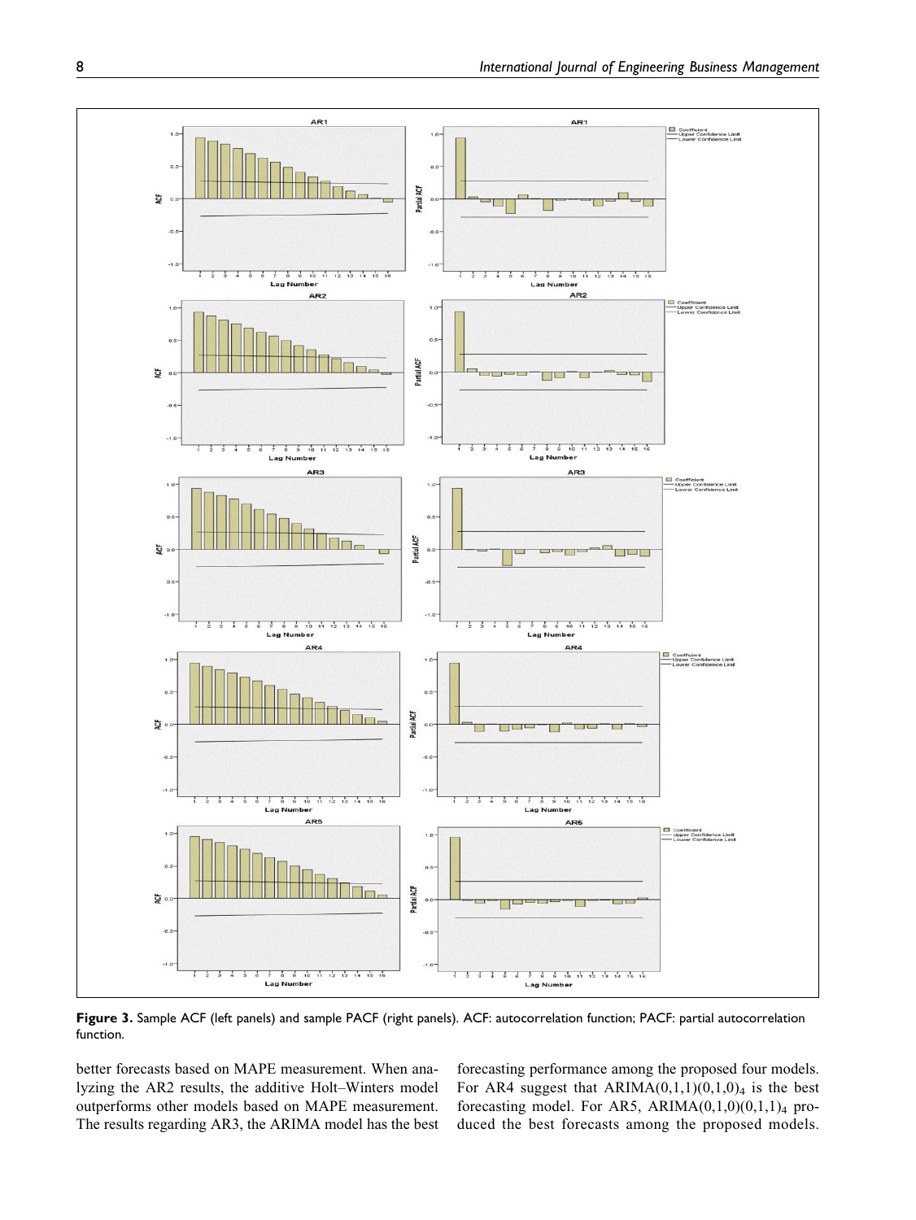**Figure 3.** Sample ACF (left panels) and sample PACF (right panels). ACF: autocorrelation function; PACF: partial autocorrelation function.

better forecasts based on MAPE measurement. When analyzing the AR2 results, the additive Holt–Winters model outperforms other models based on MAPE measurement. The results regarding AR3, the ARIMA model has the best forecasting performance among the proposed four models. For AR4 suggest that ARIMA$(0,1,1)(0,1,0)_4$ is the best forecasting model. For AR5, ARIMA$(0,1,0)(0,1,1)_4$ produced the best forecasts among the proposed models.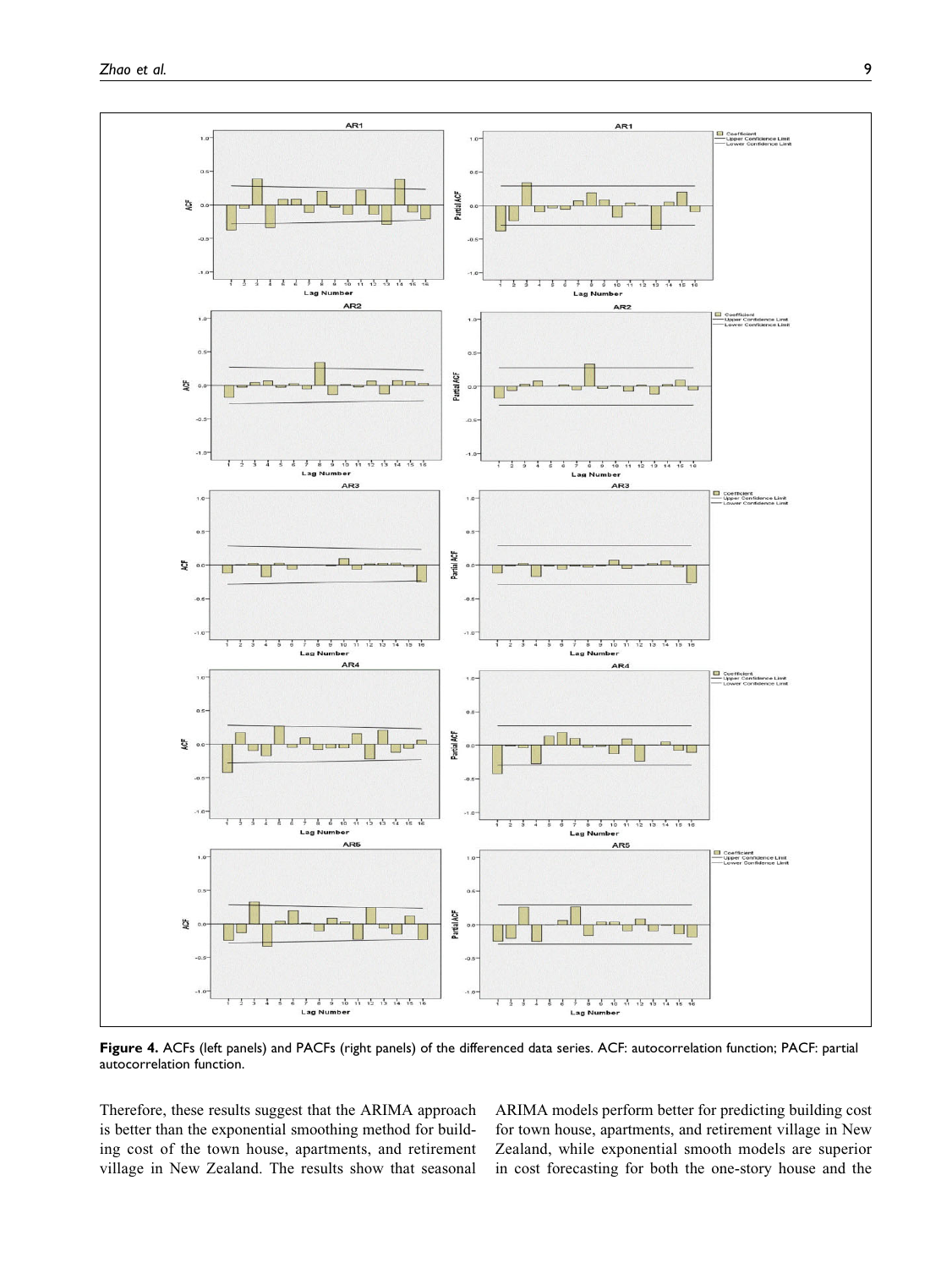**Figure 4.** ACFs (left panels) and PACFs (right panels) of the differenced data series. ACF: autocorrelation function; PACF: partial autocorrelation function.

Therefore, these results suggest that the ARIMA approach is better than the exponential smoothing method for building cost of the town house, apartments, and retirement village in New Zealand. The results show that seasonal ARIMA models perform better for predicting building cost for town house, apartments, and retirement village in New Zealand, while exponential smooth models are superior in cost forecasting for both the one-story house and the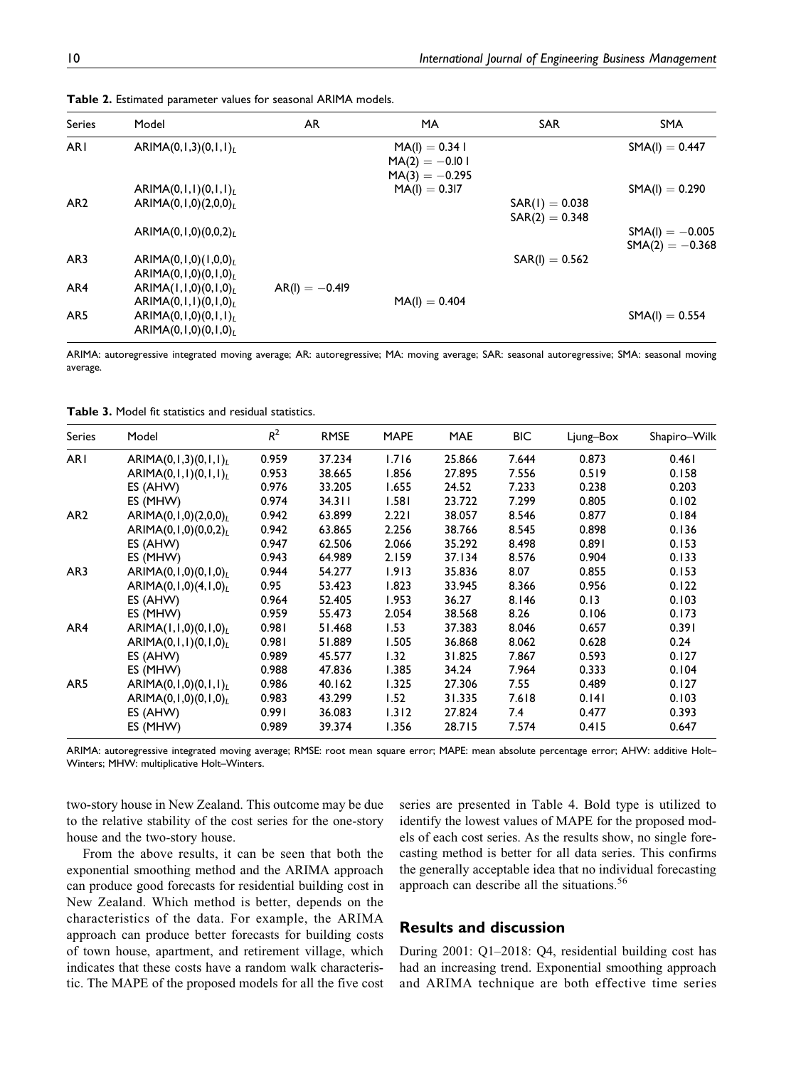**Table 2.** Estimated parameter values for seasonal ARIMA models.

| Series | Model | AR | MA | SAR | SMA |
|---|---|---|---|---|---|
| AR1 | $ARIMA(0,1,3)(0,1,1)_L$ | | $MA(1) = 0.341$<br>$MA(2) = -0.101$<br>$MA(3) = -0.295$ | | $SMA(1) = 0.447$ |
| | $ARIMA(0,1,1)(0,1,1)_L$ | | $MA(1) = 0.317$ | | $SMA(1) = 0.290$ |
| AR2 | $ARIMA(0,1,0)(2,0,0)_L$ | | | $SAR(1) = 0.038$<br>$SAR(2) = 0.348$ | |
| | $ARIMA(0,1,0)(0,0,2)_L$ | | | | $SMA(1) = -0.005$<br>$SMA(2) = -0.368$ |
| AR3 | $ARIMA(0,1,0)(1,0,0)_L$ | | | $SAR(1) = 0.562$ | |
| | $ARIMA(0,1,0)(0,1,0)_L$ | | | | |
| AR4 | $ARIMA(1,1,0)(0,1,0)_L$ | $AR(1) = -0.419$ | | | |
| | $ARIMA(0,1,1)(0,1,0)_L$ | | $MA(1) = 0.404$ | | |
| AR5 | $ARIMA(0,1,0)(0,1,1)_L$ | | | | $SMA(1) = 0.554$ |
| | $ARIMA(0,1,0)(0,1,0)_L$ | | | | |

ARIMA: autoregressive integrated moving average; AR: autoregressive; MA: moving average; SAR: seasonal autoregressive; SMA: seasonal moving average.

**Table 3.** Model fit statistics and residual statistics.

| Series | Model | $R^2$ | RMSE | MAPE | MAE | BIC | Ljung–Box | Shapiro–Wilk |
|---|---|---|---|---|---|---|---|---|
| AR1 | $ARIMA(0,1,3)(0,1,1)_L$ | 0.959 | 37.234 | 1.716 | 25.866 | 7.644 | 0.873 | 0.461 |
| | $ARIMA(0,1,1)(0,1,1)_L$ | 0.953 | 38.665 | 1.856 | 27.895 | 7.556 | 0.519 | 0.158 |
| | ES (AHW) | 0.976 | 33.205 | 1.655 | 24.52 | 7.233 | 0.238 | 0.203 |
| | ES (MHW) | 0.974 | 34.311 | 1.581 | 23.722 | 7.299 | 0.805 | 0.102 |
| AR2 | $ARIMA(0,1,0)(2,0,0)_L$ | 0.942 | 63.899 | 2.221 | 38.057 | 8.546 | 0.877 | 0.184 |
| | $ARIMA(0,1,0)(0,0,2)_L$ | 0.942 | 63.865 | 2.256 | 38.766 | 8.545 | 0.898 | 0.136 |
| | ES (AHW) | 0.947 | 62.506 | 2.066 | 35.292 | 8.498 | 0.891 | 0.153 |
| | ES (MHW) | 0.943 | 64.989 | 2.159 | 37.134 | 8.576 | 0.904 | 0.133 |
| AR3 | $ARIMA(0,1,0)(0,1,0)_L$ | 0.944 | 54.277 | 1.913 | 35.836 | 8.07 | 0.855 | 0.153 |
| | $ARIMA(0,1,0)(4,1,0)_L$ | 0.95 | 53.423 | 1.823 | 33.945 | 8.366 | 0.956 | 0.122 |
| | ES (AHW) | 0.964 | 52.405 | 1.953 | 36.27 | 8.146 | 0.13 | 0.103 |
| | ES (MHW) | 0.959 | 55.473 | 2.054 | 38.568 | 8.26 | 0.106 | 0.173 |
| AR4 | $ARIMA(1,1,0)(0,1,0)_L$ | 0.981 | 51.468 | 1.53 | 37.383 | 8.046 | 0.657 | 0.391 |
| | $ARIMA(0,1,1)(0,1,0)_L$ | 0.981 | 51.889 | 1.505 | 36.868 | 8.062 | 0.628 | 0.24 |
| | ES (AHW) | 0.989 | 45.577 | 1.32 | 31.825 | 7.867 | 0.593 | 0.127 |
| | ES (MHW) | 0.988 | 47.836 | 1.385 | 34.24 | 7.964 | 0.333 | 0.104 |
| AR5 | $ARIMA(0,1,0)(0,1,1)_L$ | 0.986 | 40.162 | 1.325 | 27.306 | 7.55 | 0.489 | 0.127 |
| | $ARIMA(0,1,0)(0,1,0)_L$ | 0.983 | 43.299 | 1.52 | 31.335 | 7.618 | 0.141 | 0.103 |
| | ES (AHW) | 0.991 | 36.083 | 1.312 | 27.824 | 7.4 | 0.477 | 0.393 |
| | ES (MHW) | 0.989 | 39.374 | 1.356 | 28.715 | 7.574 | 0.415 | 0.647 |

ARIMA: autoregressive integrated moving average; RMSE: root mean square error; MAPE: mean absolute percentage error; AHW: additive Holt–Winters; MHW: multiplicative Holt–Winters.

two-story house in New Zealand. This outcome may be due to the relative stability of the cost series for the one-story house and the two-story house.

From the above results, it can be seen that both the exponential smoothing method and the ARIMA approach can produce good forecasts for residential building cost in New Zealand. Which method is better, depends on the characteristics of the data. For example, the ARIMA approach can produce better forecasts for building costs of town house, apartment, and retirement village, which indicates that these costs have a random walk characteristic. The MAPE of the proposed models for all the five cost series are presented in Table 4. Bold type is utilized to identify the lowest values of MAPE for the proposed models of each cost series. As the results show, no single forecasting method is better for all data series. This confirms the generally acceptable idea that no individual forecasting approach can describe all the situations.[56]

## Results and discussion

During 2001: Q1–2018: Q4, residential building cost has had an increasing trend. Exponential smoothing approach and ARIMA technique are both effective time series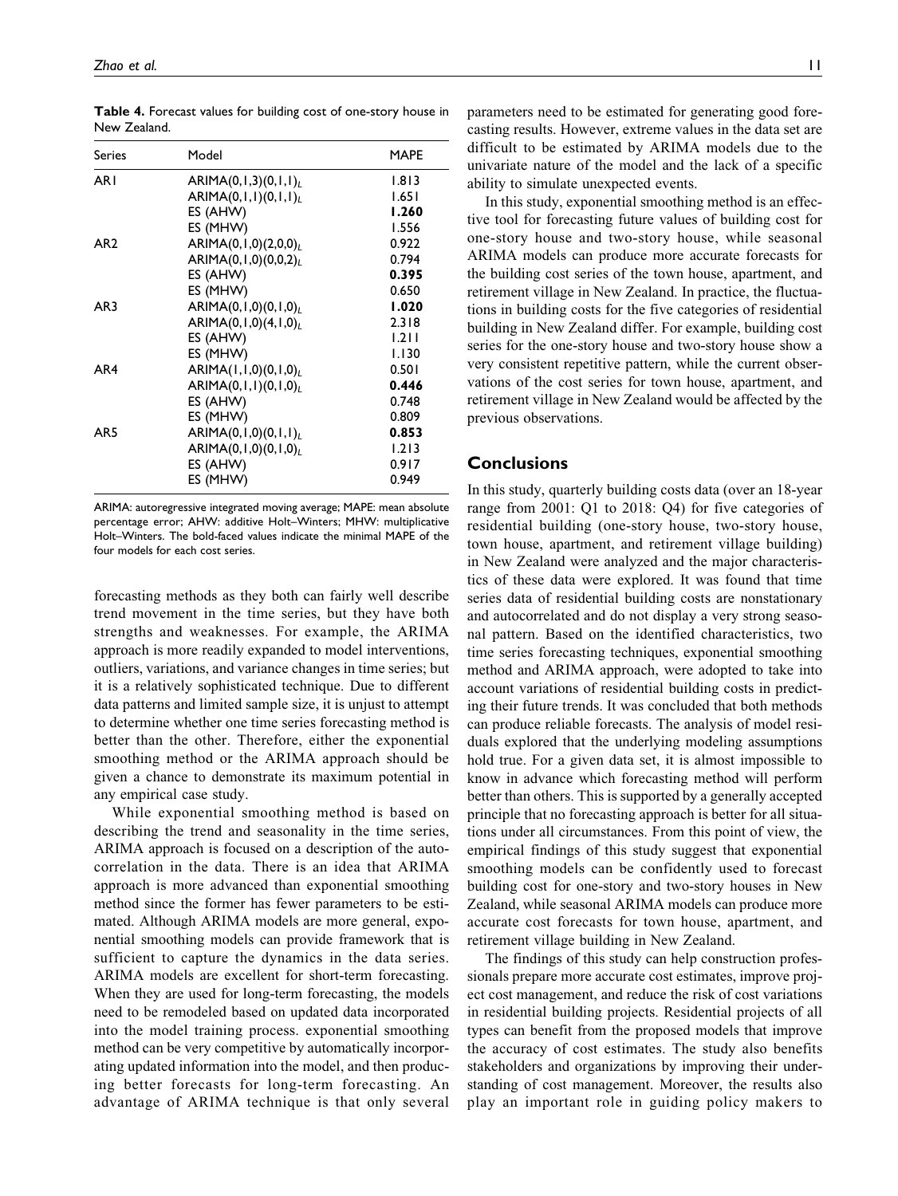**Table 4.** Forecast values for building cost of one-story house in New Zealand.

| Series | Model | MAPE |
|---|---|---|
| AR1 | $ARIMA(0,1,3)(0,1,1)_L$ | 1.813 |
| | $ARIMA(0,1,1)(0,1,1)_L$ | 1.651 |
| | ES (AHW) | **1.260** |
| | ES (MHW) | 1.556 |
| AR2 | $ARIMA(0,1,0)(2,0,0)_L$ | 0.922 |
| | $ARIMA(0,1,0)(0,0,2)_L$ | 0.794 |
| | ES (AHW) | **0.395** |
| | ES (MHW) | 0.650 |
| AR3 | $ARIMA(0,1,0)(0,1,0)_L$ | **1.020** |
| | $ARIMA(0,1,0)(4,1,0)_L$ | 2.318 |
| | ES (AHW) | 1.211 |
| | ES (MHW) | 1.130 |
| AR4 | $ARIMA(1,1,0)(0,1,0)_L$ | 0.501 |
| | $ARIMA(0,1,1)(0,1,0)_L$ | **0.446** |
| | ES (AHW) | 0.748 |
| | ES (MHW) | 0.809 |
| AR5 | $ARIMA(0,1,0)(0,1,1)_L$ | **0.853** |
| | $ARIMA(0,1,0)(0,1,0)_L$ | 1.213 |
| | ES (AHW) | 0.917 |
| | ES (MHW) | 0.949 |

ARIMA: autoregressive integrated moving average; MAPE: mean absolute percentage error; AHW: additive Holt–Winters; MHW: multiplicative Holt–Winters. The bold-faced values indicate the minimal MAPE of the four models for each cost series.

forecasting methods as they both can fairly well describe trend movement in the time series, but they have both strengths and weaknesses. For example, the ARIMA approach is more readily expanded to model interventions, outliers, variations, and variance changes in time series; but it is a relatively sophisticated technique. Due to different data patterns and limited sample size, it is unjust to attempt to determine whether one time series forecasting method is better than the other. Therefore, either the exponential smoothing method or the ARIMA approach should be given a chance to demonstrate its maximum potential in any empirical case study.

While exponential smoothing method is based on describing the trend and seasonality in the time series, ARIMA approach is focused on a description of the autocorrelation in the data. There is an idea that ARIMA approach is more advanced than exponential smoothing method since the former has fewer parameters to be estimated. Although ARIMA models are more general, exponential smoothing models can provide framework that is sufficient to capture the dynamics in the data series. ARIMA models are excellent for short-term forecasting. When they are used for long-term forecasting, the models need to be remodeled based on updated data incorporated into the model training process. exponential smoothing method can be very competitive by automatically incorporating updated information into the model, and then producing better forecasts for long-term forecasting. An advantage of ARIMA technique is that only several parameters need to be estimated for generating good forecasting results. However, extreme values in the data set are difficult to be estimated by ARIMA models due to the univariate nature of the model and the lack of a specific ability to simulate unexpected events.

In this study, exponential smoothing method is an effective tool for forecasting future values of building cost for one-story house and two-story house, while seasonal ARIMA models can produce more accurate forecasts for the building cost series of the town house, apartment, and retirement village in New Zealand. In practice, the fluctuations in building costs for the five categories of residential building in New Zealand differ. For example, building cost series for the one-story house and two-story house show a very consistent repetitive pattern, while the current observations of the cost series for town house, apartment, and retirement village in New Zealand would be affected by the previous observations.

## Conclusions

In this study, quarterly building costs data (over an 18-year range from 2001: Q1 to 2018: Q4) for five categories of residential building (one-story house, two-story house, town house, apartment, and retirement village building) in New Zealand were analyzed and the major characteristics of these data were explored. It was found that time series data of residential building costs are nonstationary and autocorrelated and do not display a very strong seasonal pattern. Based on the identified characteristics, two time series forecasting techniques, exponential smoothing method and ARIMA approach, were adopted to take into account variations of residential building costs in predicting their future trends. It was concluded that both methods can produce reliable forecasts. The analysis of model residuals explored that the underlying modeling assumptions hold true. For a given data set, it is almost impossible to know in advance which forecasting method will perform better than others. This is supported by a generally accepted principle that no forecasting approach is better for all situations under all circumstances. From this point of view, the empirical findings of this study suggest that exponential smoothing models can be confidently used to forecast building cost for one-story and two-story houses in New Zealand, while seasonal ARIMA models can produce more accurate cost forecasts for town house, apartment, and retirement village building in New Zealand.

The findings of this study can help construction professionals prepare more accurate cost estimates, improve project cost management, and reduce the risk of cost variations in residential building projects. Residential projects of all types can benefit from the proposed models that improve the accuracy of cost estimates. The study also benefits stakeholders and organizations by improving their understanding of cost management. Moreover, the results also play an important role in guiding policy makers to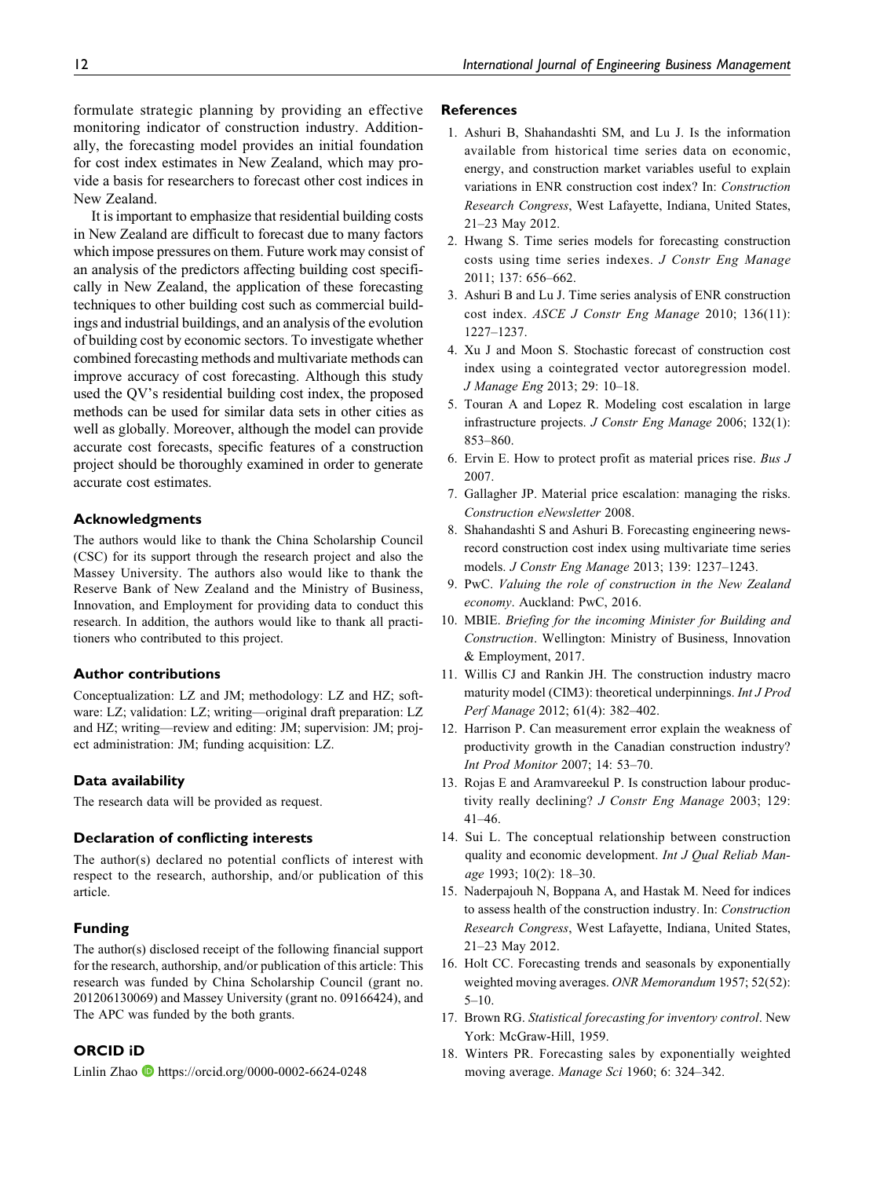formulate strategic planning by providing an effective monitoring indicator of construction industry. Additionally, the forecasting model provides an initial foundation for cost index estimates in New Zealand, which may provide a basis for researchers to forecast other cost indices in New Zealand.

It is important to emphasize that residential building costs in New Zealand are difficult to forecast due to many factors which impose pressures on them. Future work may consist of an analysis of the predictors affecting building cost specifically in New Zealand, the application of these forecasting techniques to other building cost such as commercial buildings and industrial buildings, and an analysis of the evolution of building cost by economic sectors. To investigate whether combined forecasting methods and multivariate methods can improve accuracy of cost forecasting. Although this study used the QV's residential building cost index, the proposed methods can be used for similar data sets in other cities as well as globally. Moreover, although the model can provide accurate cost forecasts, specific features of a construction project should be thoroughly examined in order to generate accurate cost estimates.

### Acknowledgments

The authors would like to thank the China Scholarship Council (CSC) for its support through the research project and also the Massey University. The authors also would like to thank the Reserve Bank of New Zealand and the Ministry of Business, Innovation, and Employment for providing data to conduct this research. In addition, the authors would like to thank all practitioners who contributed to this project.

### Author contributions

Conceptualization: LZ and JM; methodology: LZ and HZ; software: LZ; validation: LZ; writing—original draft preparation: LZ and HZ; writing—review and editing: JM; supervision: JM; project administration: JM; funding acquisition: LZ.

### Data availability

The research data will be provided as request.

### Declaration of conflicting interests

The author(s) declared no potential conflicts of interest with respect to the research, authorship, and/or publication of this article.

### Funding

The author(s) disclosed receipt of the following financial support for the research, authorship, and/or publication of this article: This research was funded by China Scholarship Council (grant no. 201206130069) and Massey University (grant no. 09166424), and The APC was funded by the both grants.

### ORCID iD

Linlin Zhao https://orcid.org/0000-0002-6624-0248

### References

1. Ashuri B, Shahandashti SM, and Lu J. Is the information available from historical time series data on economic, energy, and construction market variables useful to explain variations in ENR construction cost index? In: *Construction Research Congress*, West Lafayette, Indiana, United States, 21–23 May 2012.
2. Hwang S. Time series models for forecasting construction costs using time series indexes. *J Constr Eng Manage* 2011; 137: 656–662.
3. Ashuri B and Lu J. Time series analysis of ENR construction cost index. *ASCE J Constr Eng Manage* 2010; 136(11): 1227–1237.
4. Xu J and Moon S. Stochastic forecast of construction cost index using a cointegrated vector autoregression model. *J Manage Eng* 2013; 29: 10–18.
5. Touran A and Lopez R. Modeling cost escalation in large infrastructure projects. *J Constr Eng Manage* 2006; 132(1): 853–860.
6. Ervin E. How to protect profit as material prices rise. *Bus J* 2007.
7. Gallagher JP. Material price escalation: managing the risks. *Construction eNewsletter* 2008.
8. Shahandashti S and Ashuri B. Forecasting engineering news-record construction cost index using multivariate time series models. *J Constr Eng Manage* 2013; 139: 1237–1243.
9. PwC. *Valuing the role of construction in the New Zealand economy*. Auckland: PwC, 2016.
10. MBIE. *Briefing for the incoming Minister for Building and Construction*. Wellington: Ministry of Business, Innovation & Employment, 2017.
11. Willis CJ and Rankin JH. The construction industry macro maturity model (CIM3): theoretical underpinnings. *Int J Prod Perf Manage* 2012; 61(4): 382–402.
12. Harrison P. Can measurement error explain the weakness of productivity growth in the Canadian construction industry? *Int Prod Monitor* 2007; 14: 53–70.
13. Rojas E and Aramvareekul P. Is construction labour productivity really declining? *J Constr Eng Manage* 2003; 129: 41–46.
14. Sui L. The conceptual relationship between construction quality and economic development. *Int J Qual Reliab Manage* 1993; 10(2): 18–30.
15. Naderpajouh N, Boppana A, and Hastak M. Need for indices to assess health of the construction industry. In: *Construction Research Congress*, West Lafayette, Indiana, United States, 21–23 May 2012.
16. Holt CC. Forecasting trends and seasonals by exponentially weighted moving averages. *ONR Memorandum* 1957; 52(52): 5–10.
17. Brown RG. *Statistical forecasting for inventory control*. New York: McGraw-Hill, 1959.
18. Winters PR. Forecasting sales by exponentially weighted moving average. *Manage Sci* 1960; 6: 324–342.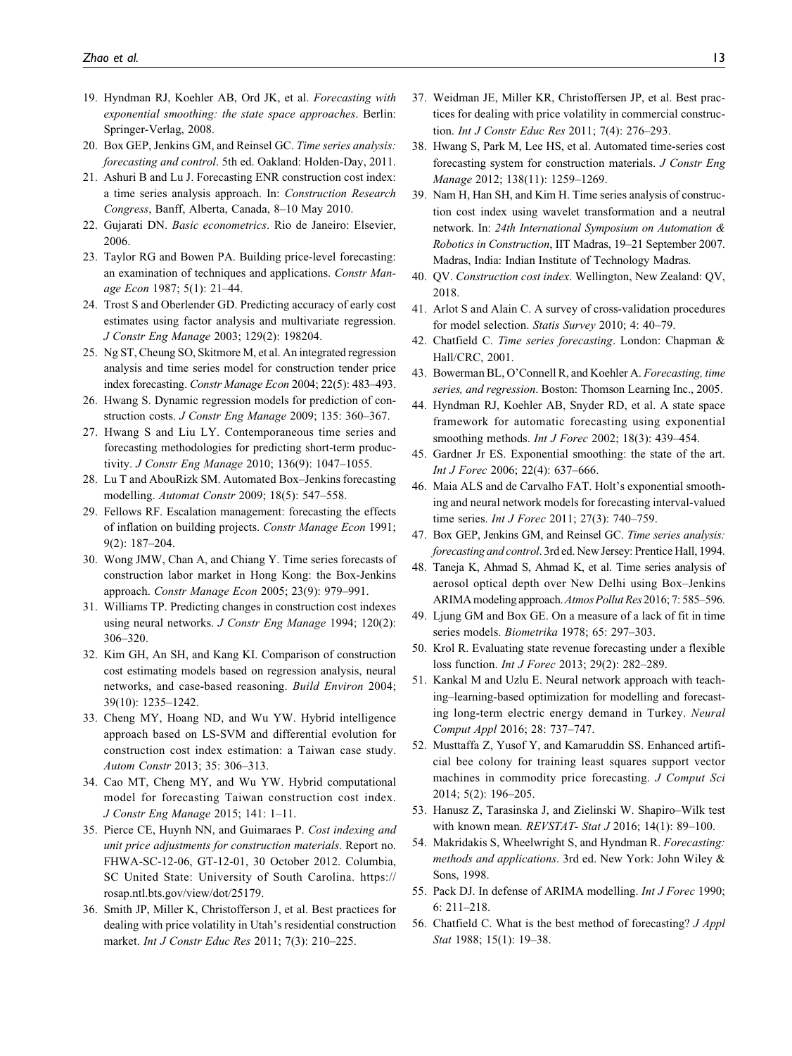19. Hyndman RJ, Koehler AB, Ord JK, et al. *Forecasting with exponential smoothing: the state space approaches*. Berlin: Springer-Verlag, 2008.
20. Box GEP, Jenkins GM, and Reinsel GC. *Time series analysis: forecasting and control*. 5th ed. Oakland: Holden-Day, 2011.
21. Ashuri B and Lu J. Forecasting ENR construction cost index: a time series analysis approach. In: *Construction Research Congress*, Banff, Alberta, Canada, 8–10 May 2010.
22. Gujarati DN. *Basic econometrics*. Rio de Janeiro: Elsevier, 2006.
23. Taylor RG and Bowen PA. Building price-level forecasting: an examination of techniques and applications. *Constr Manage Econ* 1987; 5(1): 21–44.
24. Trost S and Oberlender GD. Predicting accuracy of early cost estimates using factor analysis and multivariate regression. *J Constr Eng Manage* 2003; 129(2): 198204.
25. Ng ST, Cheung SO, Skitmore M, et al. An integrated regression analysis and time series model for construction tender price index forecasting. *Constr Manage Econ* 2004; 22(5): 483–493.
26. Hwang S. Dynamic regression models for prediction of construction costs. *J Constr Eng Manage* 2009; 135: 360–367.
27. Hwang S and Liu LY. Contemporaneous time series and forecasting methodologies for predicting short-term productivity. *J Constr Eng Manage* 2010; 136(9): 1047–1055.
28. Lu T and AbouRizk SM. Automated Box–Jenkins forecasting modelling. *Automat Constr* 2009; 18(5): 547–558.
29. Fellows RF. Escalation management: forecasting the effects of inflation on building projects. *Constr Manage Econ* 1991; 9(2): 187–204.
30. Wong JMW, Chan A, and Chiang Y. Time series forecasts of construction labor market in Hong Kong: the Box-Jenkins approach. *Constr Manage Econ* 2005; 23(9): 979–991.
31. Williams TP. Predicting changes in construction cost indexes using neural networks. *J Constr Eng Manage* 1994; 120(2): 306–320.
32. Kim GH, An SH, and Kang KI. Comparison of construction cost estimating models based on regression analysis, neural networks, and case-based reasoning. *Build Environ* 2004; 39(10): 1235–1242.
33. Cheng MY, Hoang ND, and Wu YW. Hybrid intelligence approach based on LS-SVM and differential evolution for construction cost index estimation: a Taiwan case study. *Autom Constr* 2013; 35: 306–313.
34. Cao MT, Cheng MY, and Wu YW. Hybrid computational model for forecasting Taiwan construction cost index. *J Constr Eng Manage* 2015; 141: 1–11.
35. Pierce CE, Huynh NN, and Guimaraes P. *Cost indexing and unit price adjustments for construction materials*. Report no. FHWA-SC-12-06, GT-12-01, 30 October 2012. Columbia, SC United State: University of South Carolina. https://rosap.ntl.bts.gov/view/dot/25179.
36. Smith JP, Miller K, Christofferson J, et al. Best practices for dealing with price volatility in Utah's residential construction market. *Int J Constr Educ Res* 2011; 7(3): 210–225.
37. Weidman JE, Miller KR, Christoffersen JP, et al. Best practices for dealing with price volatility in commercial construction. *Int J Constr Educ Res* 2011; 7(4): 276–293.
38. Hwang S, Park M, Lee HS, et al. Automated time-series cost forecasting system for construction materials. *J Constr Eng Manage* 2012; 138(11): 1259–1269.
39. Nam H, Han SH, and Kim H. Time series analysis of construction cost index using wavelet transformation and a neutral network. In: *24th International Symposium on Automation & Robotics in Construction*, IIT Madras, 19–21 September 2007. Madras, India: Indian Institute of Technology Madras.
40. QV. *Construction cost index*. Wellington, New Zealand: QV, 2018.
41. Arlot S and Alain C. A survey of cross-validation procedures for model selection. *Statis Survey* 2010; 4: 40–79.
42. Chatfield C. *Time series forecasting*. London: Chapman & Hall/CRC, 2001.
43. Bowerman BL, O'Connell R, and Koehler A. *Forecasting, time series, and regression*. Boston: Thomson Learning Inc., 2005.
44. Hyndman RJ, Koehler AB, Snyder RD, et al. A state space framework for automatic forecasting using exponential smoothing methods. *Int J Forec* 2002; 18(3): 439–454.
45. Gardner Jr ES. Exponential smoothing: the state of the art. *Int J Forec* 2006; 22(4): 637–666.
46. Maia ALS and de Carvalho FAT. Holt's exponential smoothing and neural network models for forecasting interval-valued time series. *Int J Forec* 2011; 27(3): 740–759.
47. Box GEP, Jenkins GM, and Reinsel GC. *Time series analysis: forecasting and control*. 3rd ed. New Jersey: Prentice Hall, 1994.
48. Taneja K, Ahmad S, Ahmad K, et al. Time series analysis of aerosol optical depth over New Delhi using Box–Jenkins ARIMA modeling approach. *Atmos Pollut Res* 2016; 7: 585–596.
49. Ljung GM and Box GE. On a measure of a lack of fit in time series models. *Biometrika* 1978; 65: 297–303.
50. Krol R. Evaluating state revenue forecasting under a flexible loss function. *Int J Forec* 2013; 29(2): 282–289.
51. Kankal M and Uzlu E. Neural network approach with teaching–learning-based optimization for modelling and forecasting long-term electric energy demand in Turkey. *Neural Comput Appl* 2016; 28: 737–747.
52. Musttaffa Z, Yusof Y, and Kamaruddin SS. Enhanced artificial bee colony for training least squares support vector machines in commodity price forecasting. *J Comput Sci* 2014; 5(2): 196–205.
53. Hanusz Z, Tarasinska J, and Zielinski W. Shapiro–Wilk test with known mean. *REVSTAT- Stat J* 2016; 14(1): 89–100.
54. Makridakis S, Wheelwright S, and Hyndman R. *Forecasting: methods and applications*. 3rd ed. New York: John Wiley & Sons, 1998.
55. Pack DJ. In defense of ARIMA modelling. *Int J Forec* 1990; 6: 211–218.
56. Chatfield C. What is the best method of forecasting? *J Appl Stat* 1988; 15(1): 19–38.